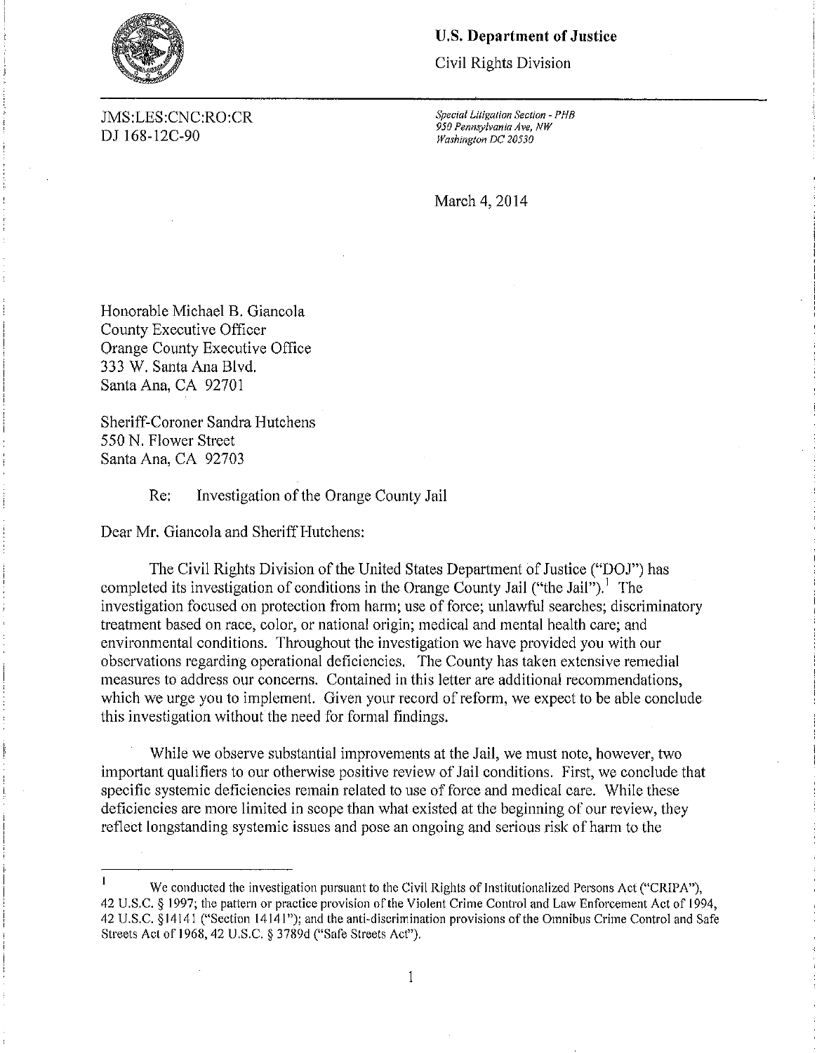**U.S. Department of Justice**

Civil Rights Division

JMS:LES:CNC:RO:CR
DJ 168-12C-90

*Special Litigation Section - PHB*
*950 Pennsylvania Ave, NW*
*Washington DC 20530*

March 4, 2014

Honorable Michael B. Giancola
County Executive Officer
Orange County Executive Office
333 W. Santa Ana Blvd.
Santa Ana, CA 92701

Sheriff-Coroner Sandra Hutchens
550 N. Flower Street
Santa Ana, CA 92703

Re: Investigation of the Orange County Jail

Dear Mr. Giancola and Sheriff Hutchens:

The Civil Rights Division of the United States Department of Justice ("DOJ") has completed its investigation of conditions in the Orange County Jail ("the Jail").[1] The investigation focused on protection from harm; use of force; unlawful searches; discriminatory treatment based on race, color, or national origin; medical and mental health care; and environmental conditions. Throughout the investigation we have provided you with our observations regarding operational deficiencies. The County has taken extensive remedial measures to address our concerns. Contained in this letter are additional recommendations, which we urge you to implement. Given your record of reform, we expect to be able conclude this investigation without the need for formal findings.

While we observe substantial improvements at the Jail, we must note, however, two important qualifiers to our otherwise positive review of Jail conditions. First, we conclude that specific systemic deficiencies remain related to use of force and medical care. While these deficiencies are more limited in scope than what existed at the beginning of our review, they reflect longstanding systemic issues and pose an ongoing and serious risk of harm to the

---

[1] We conducted the investigation pursuant to the Civil Rights of Institutionalized Persons Act ("CRIPA"), 42 U.S.C. § 1997; the pattern or practice provision of the Violent Crime Control and Law Enforcement Act of 1994, 42 U.S.C. §14141 ("Section 14141"); and the anti-discrimination provisions of the Omnibus Crime Control and Safe Streets Act of 1968, 42 U.S.C. § 3789d ("Safe Streets Act").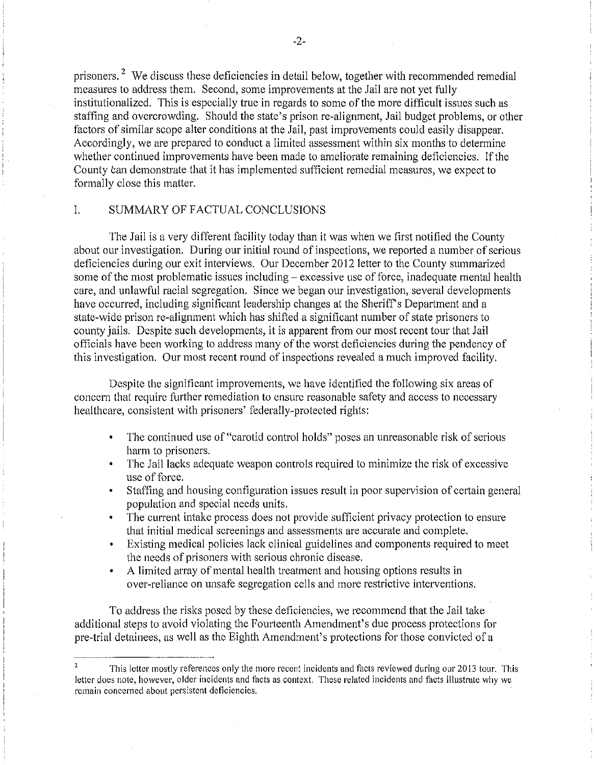prisoners.[2] We discuss these deficiencies in detail below, together with recommended remedial measures to address them. Second, some improvements at the Jail are not yet fully institutionalized. This is especially true in regards to some of the more difficult issues such as staffing and overcrowding. Should the state's prison re-alignment, Jail budget problems, or other factors of similar scope alter conditions at the Jail, past improvements could easily disappear. Accordingly, we are prepared to conduct a limited assessment within six months to determine whether continued improvements have been made to ameliorate remaining deficiencies. If the County can demonstrate that it has implemented sufficient remedial measures, we expect to formally close this matter.

## I. SUMMARY OF FACTUAL CONCLUSIONS

The Jail is a very different facility today than it was when we first notified the County about our investigation. During our initial round of inspections, we reported a number of serious deficiencies during our exit interviews. Our December 2012 letter to the County summarized some of the most problematic issues including – excessive use of force, inadequate mental health care, and unlawful racial segregation. Since we began our investigation, several developments have occurred, including significant leadership changes at the Sheriff's Department and a state-wide prison re-alignment which has shifted a significant number of state prisoners to county jails. Despite such developments, it is apparent from our most recent tour that Jail officials have been working to address many of the worst deficiencies during the pendency of this investigation. Our most recent round of inspections revealed a much improved facility.

Despite the significant improvements, we have identified the following six areas of concern that require further remediation to ensure reasonable safety and access to necessary healthcare, consistent with prisoners' federally-protected rights:

- The continued use of "carotid control holds" poses an unreasonable risk of serious harm to prisoners.
- The Jail lacks adequate weapon controls required to minimize the risk of excessive use of force.
- Staffing and housing configuration issues result in poor supervision of certain general population and special needs units.
- The current intake process does not provide sufficient privacy protection to ensure that initial medical screenings and assessments are accurate and complete.
- Existing medical policies lack clinical guidelines and components required to meet the needs of prisoners with serious chronic disease.
- A limited array of mental health treatment and housing options results in over-reliance on unsafe segregation cells and more restrictive interventions.

To address the risks posed by these deficiencies, we recommend that the Jail take additional steps to avoid violating the Fourteenth Amendment's due process protections for pre-trial detainees, as well as the Eighth Amendment's protections for those convicted of a

---

[2] This letter mostly references only the more recent incidents and facts reviewed during our 2013 tour. This letter does note, however, older incidents and facts as context. These related incidents and facts illustrate why we remain concerned about persistent deficiencies.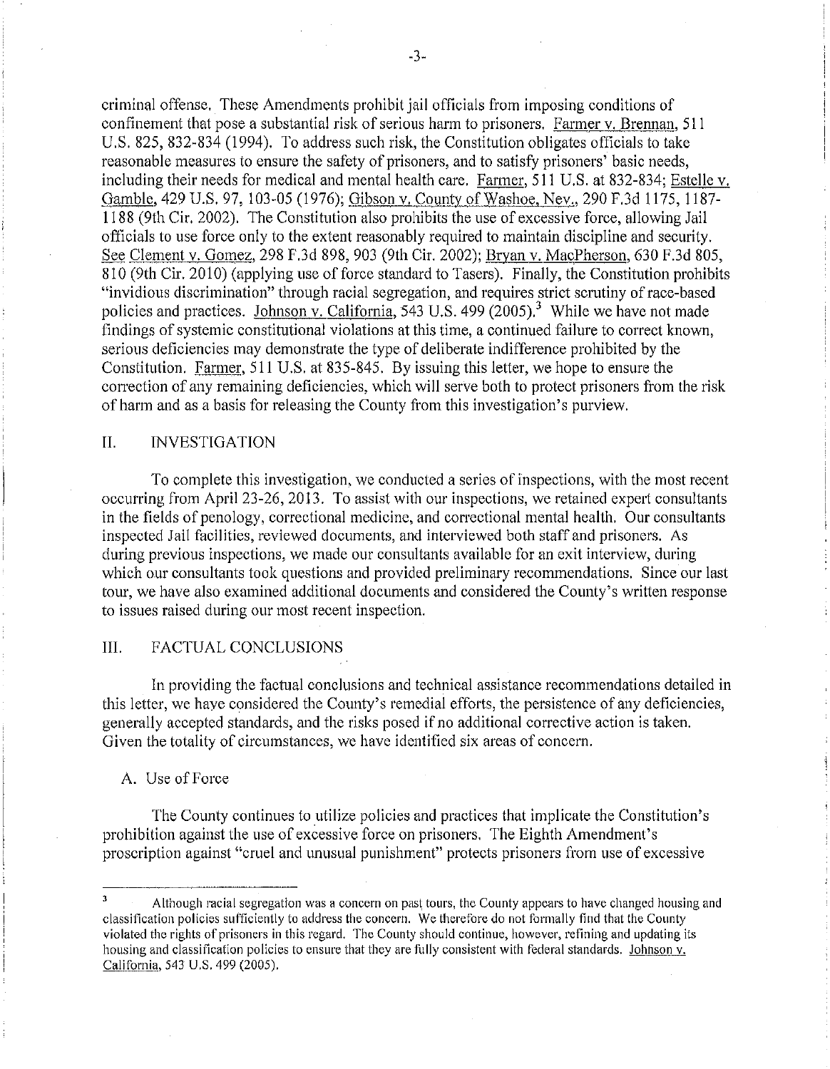criminal offense. These Amendments prohibit jail officials from imposing conditions of confinement that pose a substantial risk of serious harm to prisoners. Farmer v. Brennan, 511 U.S. 825, 832-834 (1994). To address such risk, the Constitution obligates officials to take reasonable measures to ensure the safety of prisoners, and to satisfy prisoners' basic needs, including their needs for medical and mental health care. Farmer, 511 U.S. at 832-834; Estelle v. Gamble, 429 U.S. 97, 103-05 (1976); Gibson v. County of Washoe, Nev., 290 F.3d 1175, 1187-1188 (9th Cir. 2002). The Constitution also prohibits the use of excessive force, allowing Jail officials to use force only to the extent reasonably required to maintain discipline and security. See Clement v. Gomez, 298 F.3d 898, 903 (9th Cir. 2002); Bryan v. MacPherson, 630 F.3d 805, 810 (9th Cir. 2010) (applying use of force standard to Tasers). Finally, the Constitution prohibits "invidious discrimination" through racial segregation, and requires strict scrutiny of race-based policies and practices. Johnson v. California, 543 U.S. 499 (2005).[3] While we have not made findings of systemic constitutional violations at this time, a continued failure to correct known, serious deficiencies may demonstrate the type of deliberate indifference prohibited by the Constitution. Farmer, 511 U.S. at 835-845. By issuing this letter, we hope to ensure the correction of any remaining deficiencies, which will serve both to protect prisoners from the risk of harm and as a basis for releasing the County from this investigation's purview.

## II. INVESTIGATION

To complete this investigation, we conducted a series of inspections, with the most recent occurring from April 23-26, 2013. To assist with our inspections, we retained expert consultants in the fields of penology, correctional medicine, and correctional mental health. Our consultants inspected Jail facilities, reviewed documents, and interviewed both staff and prisoners. As during previous inspections, we made our consultants available for an exit interview, during which our consultants took questions and provided preliminary recommendations. Since our last tour, we have also examined additional documents and considered the County's written response to issues raised during our most recent inspection.

## III. FACTUAL CONCLUSIONS

In providing the factual conclusions and technical assistance recommendations detailed in this letter, we have considered the County's remedial efforts, the persistence of any deficiencies, generally accepted standards, and the risks posed if no additional corrective action is taken. Given the totality of circumstances, we have identified six areas of concern.

### A. Use of Force

The County continues to utilize policies and practices that implicate the Constitution's prohibition against the use of excessive force on prisoners. The Eighth Amendment's proscription against "cruel and unusual punishment" protects prisoners from use of excessive

---

[3] Although racial segregation was a concern on past tours, the County appears to have changed housing and classification policies sufficiently to address the concern. We therefore do not formally find that the County violated the rights of prisoners in this regard. The County should continue, however, refining and updating its housing and classification policies to ensure that they are fully consistent with federal standards. Johnson v. California, 543 U.S. 499 (2005).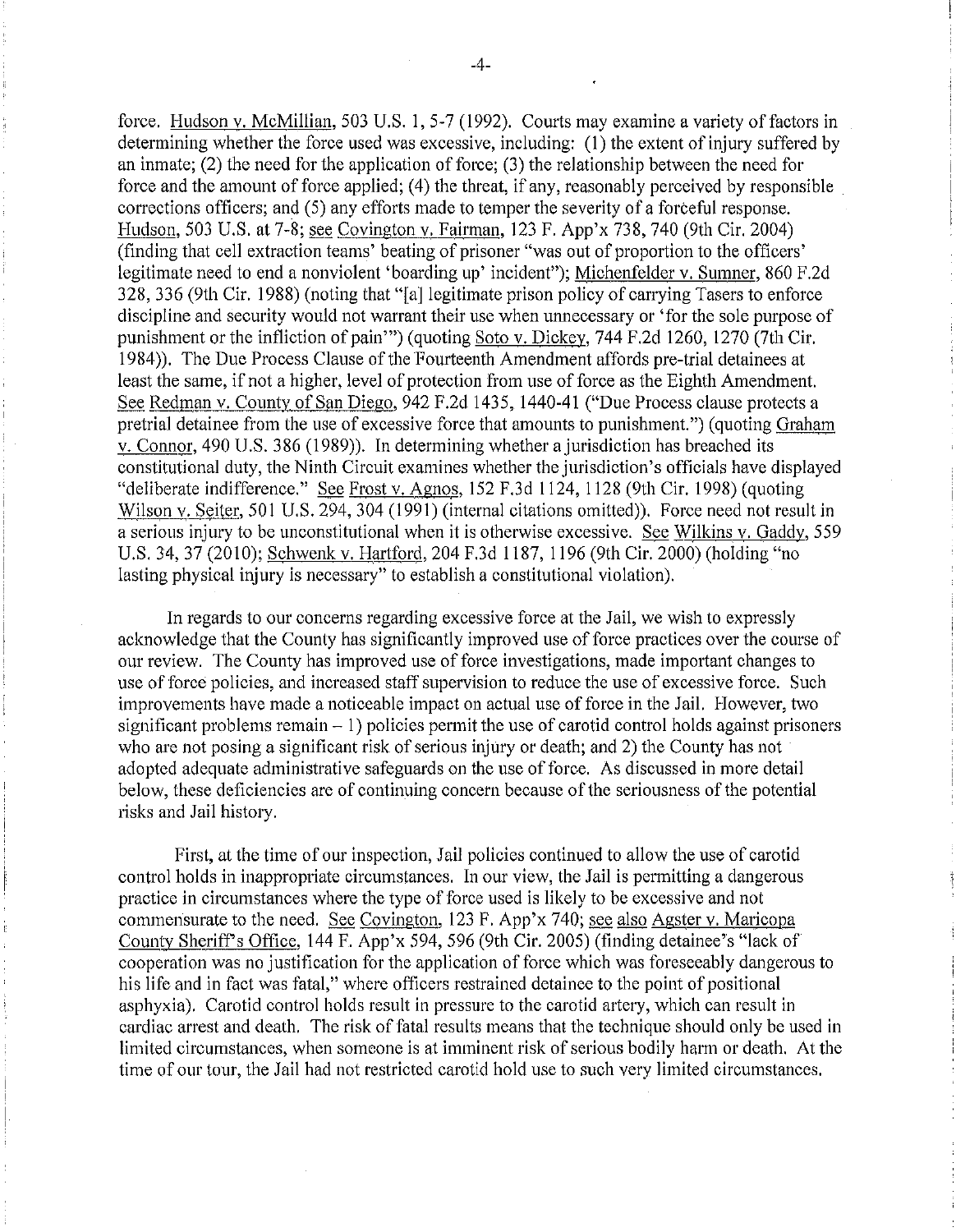force. Hudson v. McMillian, 503 U.S. 1, 5-7 (1992). Courts may examine a variety of factors in determining whether the force used was excessive, including: (1) the extent of injury suffered by an inmate; (2) the need for the application of force; (3) the relationship between the need for force and the amount of force applied; (4) the threat, if any, reasonably perceived by responsible corrections officers; and (5) any efforts made to temper the severity of a forceful response. Hudson, 503 U.S. at 7-8; see Covington v. Fairman, 123 F. App'x 738, 740 (9th Cir. 2004) (finding that cell extraction teams' beating of prisoner "was out of proportion to the officers' legitimate need to end a nonviolent 'boarding up' incident"); Michenfelder v. Sumner, 860 F.2d 328, 336 (9th Cir. 1988) (noting that "[a] legitimate prison policy of carrying Tasers to enforce discipline and security would not warrant their use when unnecessary or 'for the sole purpose of punishment or the infliction of pain'") (quoting Soto v. Dickey, 744 F.2d 1260, 1270 (7th Cir. 1984)). The Due Process Clause of the Fourteenth Amendment affords pre-trial detainees at least the same, if not a higher, level of protection from use of force as the Eighth Amendment. See Redman v. County of San Diego, 942 F.2d 1435, 1440-41 ("Due Process clause protects a pretrial detainee from the use of excessive force that amounts to punishment.") (quoting Graham v. Connor, 490 U.S. 386 (1989)). In determining whether a jurisdiction has breached its constitutional duty, the Ninth Circuit examines whether the jurisdiction's officials have displayed "deliberate indifference." See Frost v. Agnos, 152 F.3d 1124, 1128 (9th Cir. 1998) (quoting Wilson v. Seiter, 501 U.S. 294, 304 (1991) (internal citations omitted)). Force need not result in a serious injury to be unconstitutional when it is otherwise excessive. See Wilkins v. Gaddy, 559 U.S. 34, 37 (2010); Schwenk v. Hartford, 204 F.3d 1187, 1196 (9th Cir. 2000) (holding "no lasting physical injury is necessary" to establish a constitutional violation).

In regards to our concerns regarding excessive force at the Jail, we wish to expressly acknowledge that the County has significantly improved use of force practices over the course of our review. The County has improved use of force investigations, made important changes to use of force policies, and increased staff supervision to reduce the use of excessive force. Such improvements have made a noticeable impact on actual use of force in the Jail. However, two significant problems remain – 1) policies permit the use of carotid control holds against prisoners who are not posing a significant risk of serious injury or death; and 2) the County has not adopted adequate administrative safeguards on the use of force. As discussed in more detail below, these deficiencies are of continuing concern because of the seriousness of the potential risks and Jail history.

First, at the time of our inspection, Jail policies continued to allow the use of carotid control holds in inappropriate circumstances. In our view, the Jail is permitting a dangerous practice in circumstances where the type of force used is likely to be excessive and not commensurate to the need. See Covington, 123 F. App'x 740; see also Agster v. Maricopa County Sheriff's Office, 144 F. App'x 594, 596 (9th Cir. 2005) (finding detainee's "lack of cooperation was no justification for the application of force which was foreseeably dangerous to his life and in fact was fatal," where officers restrained detainee to the point of positional asphyxia). Carotid control holds result in pressure to the carotid artery, which can result in cardiac arrest and death. The risk of fatal results means that the technique should only be used in limited circumstances, when someone is at imminent risk of serious bodily harm or death. At the time of our tour, the Jail had not restricted carotid hold use to such very limited circumstances.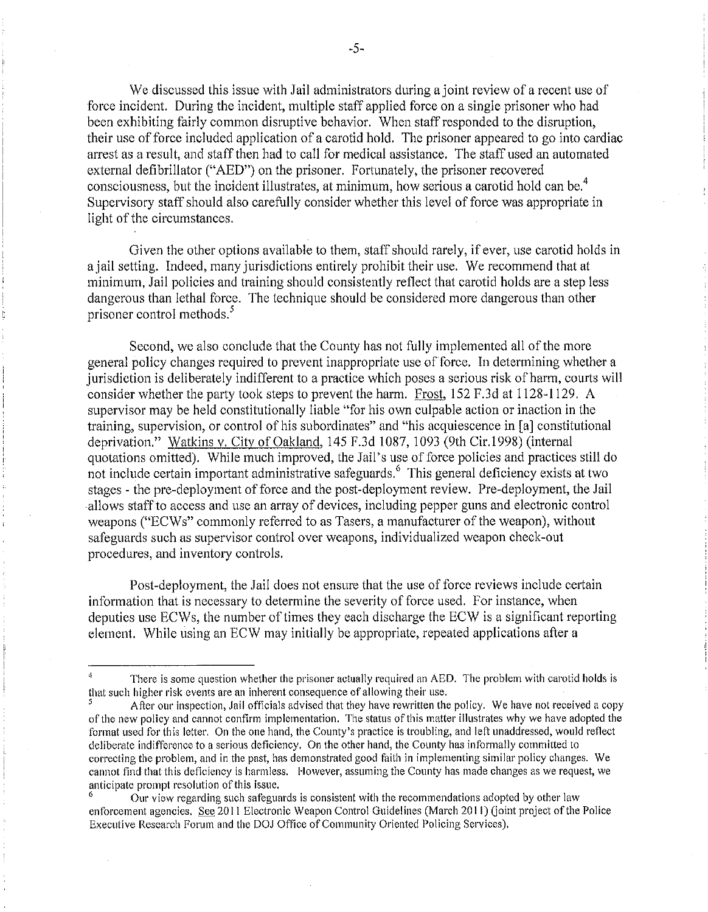We discussed this issue with Jail administrators during a joint review of a recent use of force incident. During the incident, multiple staff applied force on a single prisoner who had been exhibiting fairly common disruptive behavior. When staff responded to the disruption, their use of force included application of a carotid hold. The prisoner appeared to go into cardiac arrest as a result, and staff then had to call for medical assistance. The staff used an automated external defibrillator ("AED") on the prisoner. Fortunately, the prisoner recovered consciousness, but the incident illustrates, at minimum, how serious a carotid hold can be.[4] Supervisory staff should also carefully consider whether this level of force was appropriate in light of the circumstances.

Given the other options available to them, staff should rarely, if ever, use carotid holds in a jail setting. Indeed, many jurisdictions entirely prohibit their use. We recommend that at minimum, Jail policies and training should consistently reflect that carotid holds are a step less dangerous than lethal force. The technique should be considered more dangerous than other prisoner control methods.[5]

Second, we also conclude that the County has not fully implemented all of the more general policy changes required to prevent inappropriate use of force. In determining whether a jurisdiction is deliberately indifferent to a practice which poses a serious risk of harm, courts will consider whether the party took steps to prevent the harm. Frost, 152 F.3d at 1128-1129. A supervisor may be held constitutionally liable "for his own culpable action or inaction in the training, supervision, or control of his subordinates" and "his acquiescence in [a] constitutional deprivation." Watkins v. City of Oakland, 145 F.3d 1087, 1093 (9th Cir.1998) (internal quotations omitted). While much improved, the Jail's use of force policies and practices still do not include certain important administrative safeguards.[6] This general deficiency exists at two stages - the pre-deployment of force and the post-deployment review. Pre-deployment, the Jail allows staff to access and use an array of devices, including pepper guns and electronic control weapons ("ECWs" commonly referred to as Tasers, a manufacturer of the weapon), without safeguards such as supervisor control over weapons, individualized weapon check-out procedures, and inventory controls.

Post-deployment, the Jail does not ensure that the use of force reviews include certain information that is necessary to determine the severity of force used. For instance, when deputies use ECWs, the number of times they each discharge the ECW is a significant reporting element. While using an ECW may initially be appropriate, repeated applications after a

---

[4] There is some question whether the prisoner actually required an AED. The problem with carotid holds is that such higher risk events are an inherent consequence of allowing their use.

[5] After our inspection, Jail officials advised that they have rewritten the policy. We have not received a copy of the new policy and cannot confirm implementation. The status of this matter illustrates why we have adopted the format used for this letter. On the one hand, the County's practice is troubling, and left unaddressed, would reflect deliberate indifference to a serious deficiency. On the other hand, the County has informally committed to correcting the problem, and in the past, has demonstrated good faith in implementing similar policy changes. We cannot find that this deficiency is harmless. However, assuming the County has made changes as we request, we anticipate prompt resolution of this issue.

[6] Our view regarding such safeguards is consistent with the recommendations adopted by other law enforcement agencies. See 2011 Electronic Weapon Control Guidelines (March 2011) (joint project of the Police Executive Research Forum and the DOJ Office of Community Oriented Policing Services).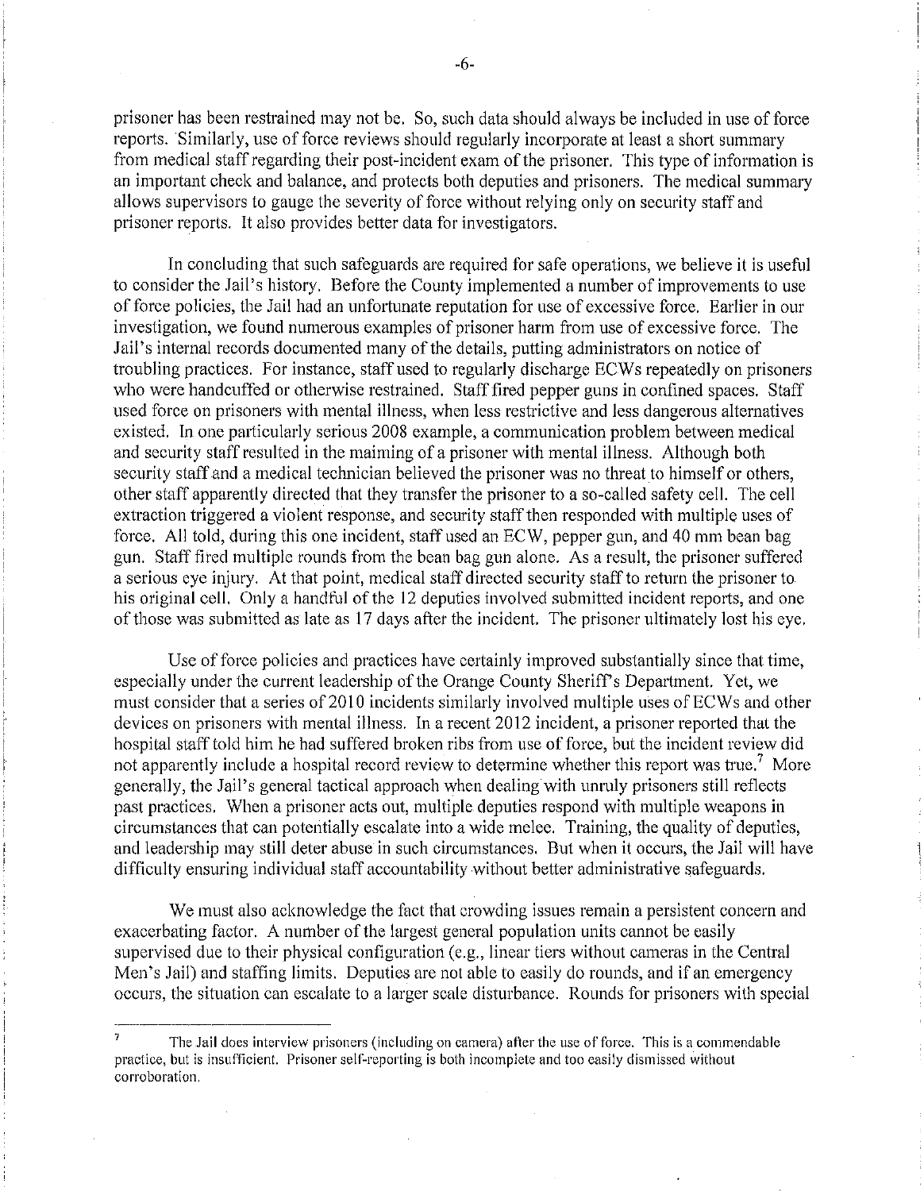prisoner has been restrained may not be. So, such data should always be included in use of force reports. Similarly, use of force reviews should regularly incorporate at least a short summary from medical staff regarding their post-incident exam of the prisoner. This type of information is an important check and balance, and protects both deputies and prisoners. The medical summary allows supervisors to gauge the severity of force without relying only on security staff and prisoner reports. It also provides better data for investigators.

In concluding that such safeguards are required for safe operations, we believe it is useful to consider the Jail's history. Before the County implemented a number of improvements to use of force policies, the Jail had an unfortunate reputation for use of excessive force. Earlier in our investigation, we found numerous examples of prisoner harm from use of excessive force. The Jail's internal records documented many of the details, putting administrators on notice of troubling practices. For instance, staff used to regularly discharge ECWs repeatedly on prisoners who were handcuffed or otherwise restrained. Staff fired pepper guns in confined spaces. Staff used force on prisoners with mental illness, when less restrictive and less dangerous alternatives existed. In one particularly serious 2008 example, a communication problem between medical and security staff resulted in the maiming of a prisoner with mental illness. Although both security staff and a medical technician believed the prisoner was no threat to himself or others, other staff apparently directed that they transfer the prisoner to a so-called safety cell. The cell extraction triggered a violent response, and security staff then responded with multiple uses of force. All told, during this one incident, staff used an ECW, pepper gun, and 40 mm bean bag gun. Staff fired multiple rounds from the bean bag gun alone. As a result, the prisoner suffered a serious eye injury. At that point, medical staff directed security staff to return the prisoner to his original cell. Only a handful of the 12 deputies involved submitted incident reports, and one of those was submitted as late as 17 days after the incident. The prisoner ultimately lost his eye.

Use of force policies and practices have certainly improved substantially since that time, especially under the current leadership of the Orange County Sheriff's Department. Yet, we must consider that a series of 2010 incidents similarly involved multiple uses of ECWs and other devices on prisoners with mental illness. In a recent 2012 incident, a prisoner reported that the hospital staff told him he had suffered broken ribs from use of force, but the incident review did not apparently include a hospital record review to determine whether this report was true.[7] More generally, the Jail's general tactical approach when dealing with unruly prisoners still reflects past practices. When a prisoner acts out, multiple deputies respond with multiple weapons in circumstances that can potentially escalate into a wide melee. Training, the quality of deputies, and leadership may still deter abuse in such circumstances. But when it occurs, the Jail will have difficulty ensuring individual staff accountability without better administrative safeguards.

We must also acknowledge the fact that crowding issues remain a persistent concern and exacerbating factor. A number of the largest general population units cannot be easily supervised due to their physical configuration (e.g., linear tiers without cameras in the Central Men's Jail) and staffing limits. Deputies are not able to easily do rounds, and if an emergency occurs, the situation can escalate to a larger scale disturbance. Rounds for prisoners with special

---

[7] The Jail does interview prisoners (including on camera) after the use of force. This is a commendable practice, but is insufficient. Prisoner self-reporting is both incomplete and too easily dismissed without corroboration.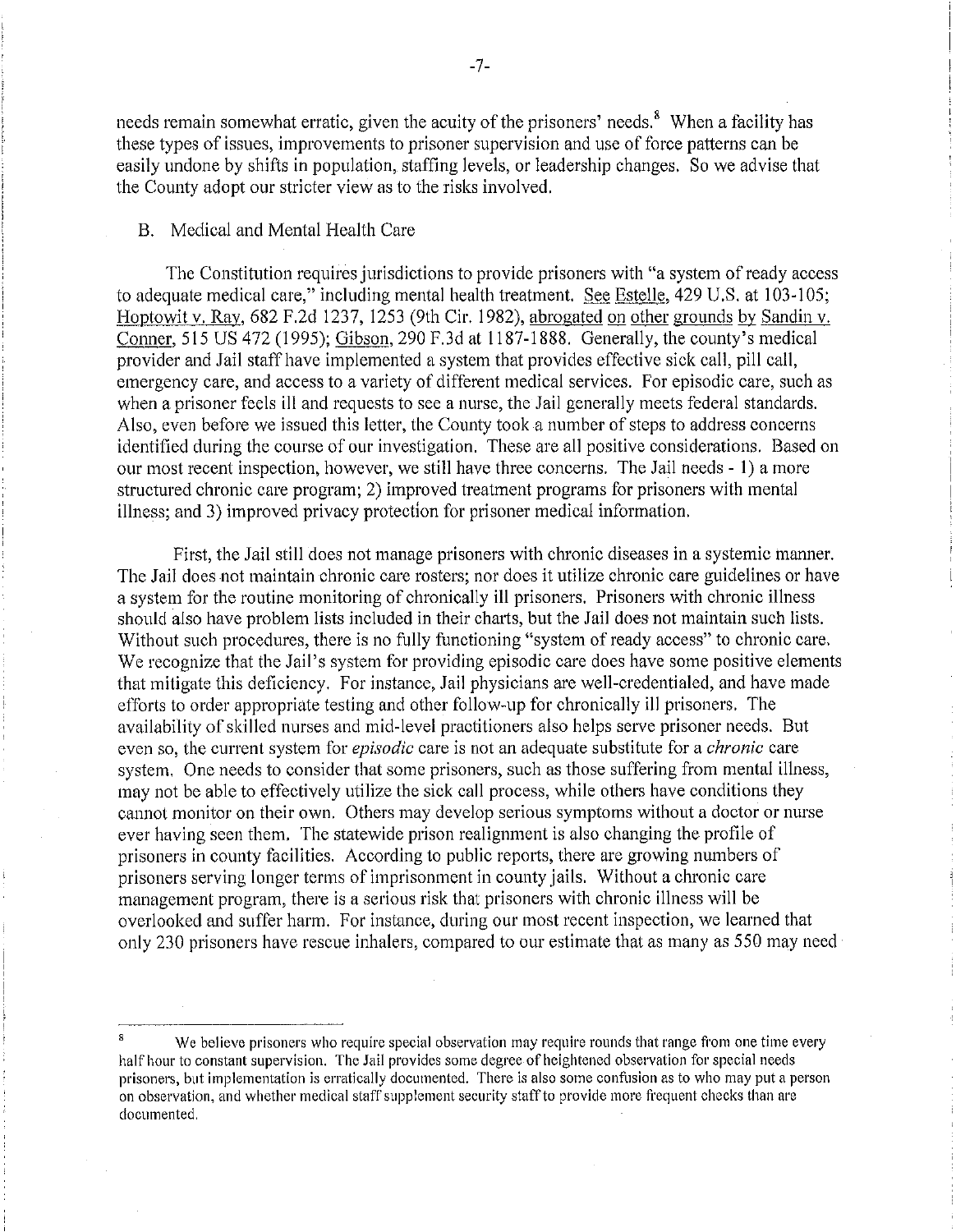needs remain somewhat erratic, given the acuity of the prisoners' needs.[8] When a facility has these types of issues, improvements to prisoner supervision and use of force patterns can be easily undone by shifts in population, staffing levels, or leadership changes. So we advise that the County adopt our stricter view as to the risks involved.

B. Medical and Mental Health Care

The Constitution requires jurisdictions to provide prisoners with "a system of ready access to adequate medical care," including mental health treatment. See Estelle, 429 U.S. at 103-105; Hoptowit v. Ray, 682 F.2d 1237, 1253 (9th Cir. 1982), abrogated on other grounds by Sandin v. Conner, 515 US 472 (1995); Gibson, 290 F.3d at 1187-1888. Generally, the county's medical provider and Jail staff have implemented a system that provides effective sick call, pill call, emergency care, and access to a variety of different medical services. For episodic care, such as when a prisoner feels ill and requests to see a nurse, the Jail generally meets federal standards. Also, even before we issued this letter, the County took a number of steps to address concerns identified during the course of our investigation. These are all positive considerations. Based on our most recent inspection, however, we still have three concerns. The Jail needs - 1) a more structured chronic care program; 2) improved treatment programs for prisoners with mental illness; and 3) improved privacy protection for prisoner medical information.

First, the Jail still does not manage prisoners with chronic diseases in a systemic manner. The Jail does not maintain chronic care rosters; nor does it utilize chronic care guidelines or have a system for the routine monitoring of chronically ill prisoners. Prisoners with chronic illness should also have problem lists included in their charts, but the Jail does not maintain such lists. Without such procedures, there is no fully functioning "system of ready access" to chronic care. We recognize that the Jail's system for providing episodic care does have some positive elements that mitigate this deficiency. For instance, Jail physicians are well-credentialed, and have made efforts to order appropriate testing and other follow-up for chronically ill prisoners. The availability of skilled nurses and mid-level practitioners also helps serve prisoner needs. But even so, the current system for *episodic* care is not an adequate substitute for a *chronic* care system. One needs to consider that some prisoners, such as those suffering from mental illness, may not be able to effectively utilize the sick call process, while others have conditions they cannot monitor on their own. Others may develop serious symptoms without a doctor or nurse ever having seen them. The statewide prison realignment is also changing the profile of prisoners in county facilities. According to public reports, there are growing numbers of prisoners serving longer terms of imprisonment in county jails. Without a chronic care management program, there is a serious risk that prisoners with chronic illness will be overlooked and suffer harm. For instance, during our most recent inspection, we learned that only 230 prisoners have rescue inhalers, compared to our estimate that as many as 550 may need

[8] We believe prisoners who require special observation may require rounds that range from one time every half hour to constant supervision. The Jail provides some degree of heightened observation for special needs prisoners, but implementation is erratically documented. There is also some confusion as to who may put a person on observation, and whether medical staff supplement security staff to provide more frequent checks than are documented.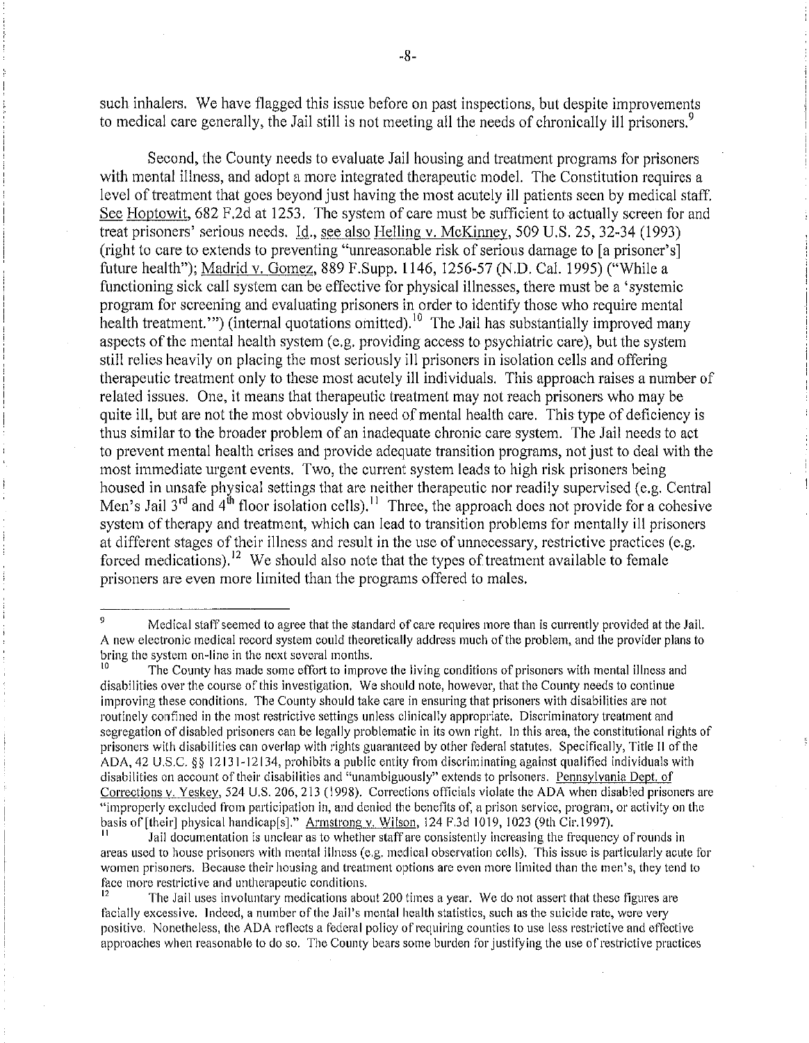such inhalers. We have flagged this issue before on past inspections, but despite improvements to medical care generally, the Jail still is not meeting all the needs of chronically ill prisoners.[9]

Second, the County needs to evaluate Jail housing and treatment programs for prisoners with mental illness, and adopt a more integrated therapeutic model. The Constitution requires a level of treatment that goes beyond just having the most acutely ill patients seen by medical staff. See Hoptowit, 682 F.2d at 1253. The system of care must be sufficient to actually screen for and treat prisoners' serious needs. Id., see also Helling v. McKinney, 509 U.S. 25, 32-34 (1993) (right to care to extends to preventing "unreasonable risk of serious damage to [a prisoner's] future health"); Madrid v. Gomez, 889 F.Supp. 1146, 1256-57 (N.D. Cal. 1995) ("While a functioning sick call system can be effective for physical illnesses, there must be a 'systemic program for screening and evaluating prisoners in order to identify those who require mental health treatment.'") (internal quotations omitted).[10] The Jail has substantially improved many aspects of the mental health system (e.g. providing access to psychiatric care), but the system still relies heavily on placing the most seriously ill prisoners in isolation cells and offering therapeutic treatment only to these most acutely ill individuals. This approach raises a number of related issues. One, it means that therapeutic treatment may not reach prisoners who may be quite ill, but are not the most obviously in need of mental health care. This type of deficiency is thus similar to the broader problem of an inadequate chronic care system. The Jail needs to act to prevent mental health crises and provide adequate transition programs, not just to deal with the most immediate urgent events. Two, the current system leads to high risk prisoners being housed in unsafe physical settings that are neither therapeutic nor readily supervised (e.g. Central Men's Jail 3rd and 4th floor isolation cells).[11] Three, the approach does not provide for a cohesive system of therapy and treatment, which can lead to transition problems for mentally ill prisoners at different stages of their illness and result in the use of unnecessary, restrictive practices (e.g. forced medications).[12] We should also note that the types of treatment available to female prisoners are even more limited than the programs offered to males.

---

[9] Medical staff seemed to agree that the standard of care requires more than is currently provided at the Jail. A new electronic medical record system could theoretically address much of the problem, and the provider plans to bring the system on-line in the next several months.

[10] The County has made some effort to improve the living conditions of prisoners with mental illness and disabilities over the course of this investigation. We should note, however, that the County needs to continue improving these conditions. The County should take care in ensuring that prisoners with disabilities are not routinely confined in the most restrictive settings unless clinically appropriate. Discriminatory treatment and segregation of disabled prisoners can be legally problematic in its own right. In this area, the constitutional rights of prisoners with disabilities can overlap with rights guaranteed by other federal statutes. Specifically, Title II of the ADA, 42 U.S.C. §§ 12131-12134, prohibits a public entity from discriminating against qualified individuals with disabilities on account of their disabilities and "unambiguously" extends to prisoners. Pennsylvania Dept. of Corrections v. Yeskey, 524 U.S. 206, 213 (1998). Corrections officials violate the ADA when disabled prisoners are "improperly excluded from participation in, and denied the benefits of, a prison service, program, or activity on the basis of [their] physical handicap[s]." Armstrong v. Wilson, 124 F.3d 1019, 1023 (9th Cir.1997).

[11] Jail documentation is unclear as to whether staff are consistently increasing the frequency of rounds in areas used to house prisoners with mental illness (e.g. medical observation cells). This issue is particularly acute for women prisoners. Because their housing and treatment options are even more limited than the men's, they tend to face more restrictive and untherapeutic conditions.

[12] The Jail uses involuntary medications about 200 times a year. We do not assert that these figures are facially excessive. Indeed, a number of the Jail's mental health statistics, such as the suicide rate, were very positive. Nonetheless, the ADA reflects a federal policy of requiring counties to use less restrictive and effective approaches when reasonable to do so. The County bears some burden for justifying the use of restrictive practices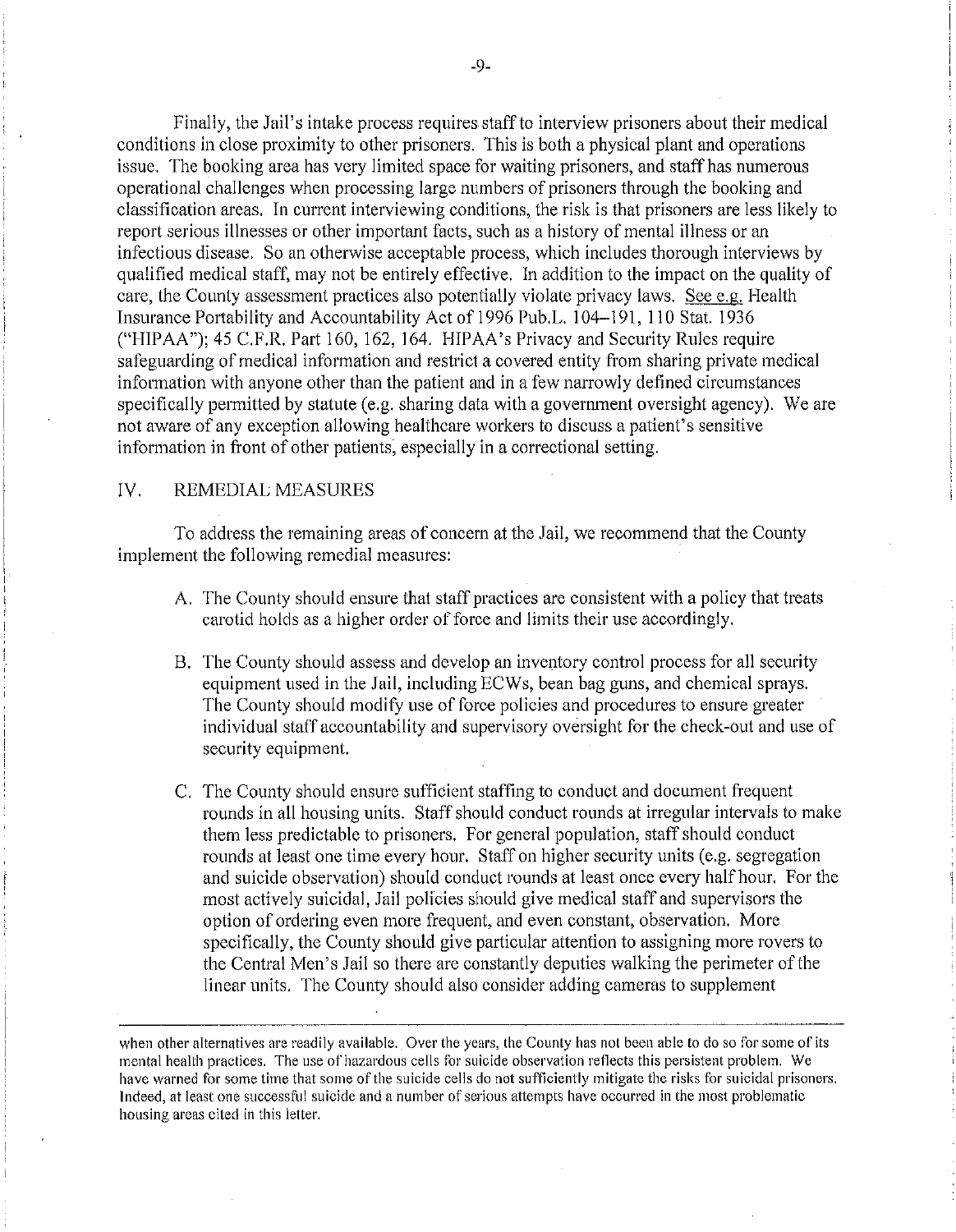Finally, the Jail's intake process requires staff to interview prisoners about their medical conditions in close proximity to other prisoners. This is both a physical plant and operations issue. The booking area has very limited space for waiting prisoners, and staff has numerous operational challenges when processing large numbers of prisoners through the booking and classification areas. In current interviewing conditions, the risk is that prisoners are less likely to report serious illnesses or other important facts, such as a history of mental illness or an infectious disease. So an otherwise acceptable process, which includes thorough interviews by qualified medical staff, may not be entirely effective. In addition to the impact on the quality of care, the County assessment practices also potentially violate privacy laws. See e.g. Health Insurance Portability and Accountability Act of 1996 Pub.L. 104–191, 110 Stat. 1936 ("HIPAA"); 45 C.F.R. Part 160, 162, 164. HIPAA's Privacy and Security Rules require safeguarding of medical information and restrict a covered entity from sharing private medical information with anyone other than the patient and in a few narrowly defined circumstances specifically permitted by statute (e.g. sharing data with a government oversight agency). We are not aware of any exception allowing healthcare workers to discuss a patient's sensitive information in front of other patients, especially in a correctional setting.

## IV. REMEDIAL MEASURES

To address the remaining areas of concern at the Jail, we recommend that the County implement the following remedial measures:

A. The County should ensure that staff practices are consistent with a policy that treats carotid holds as a higher order of force and limits their use accordingly.

B. The County should assess and develop an inventory control process for all security equipment used in the Jail, including ECWs, bean bag guns, and chemical sprays. The County should modify use of force policies and procedures to ensure greater individual staff accountability and supervisory oversight for the check-out and use of security equipment.

C. The County should ensure sufficient staffing to conduct and document frequent rounds in all housing units. Staff should conduct rounds at irregular intervals to make them less predictable to prisoners. For general population, staff should conduct rounds at least one time every hour. Staff on higher security units (e.g. segregation and suicide observation) should conduct rounds at least once every half hour. For the most actively suicidal, Jail policies should give medical staff and supervisors the option of ordering even more frequent, and even constant, observation. More specifically, the County should give particular attention to assigning more rovers to the Central Men's Jail so there are constantly deputies walking the perimeter of the linear units. The County should also consider adding cameras to supplement

---

when other alternatives are readily available. Over the years, the County has not been able to do so for some of its mental health practices. The use of hazardous cells for suicide observation reflects this persistent problem. We have warned for some time that some of the suicide cells do not sufficiently mitigate the risks for suicidal prisoners. Indeed, at least one successful suicide and a number of serious attempts have occurred in the most problematic housing areas cited in this letter.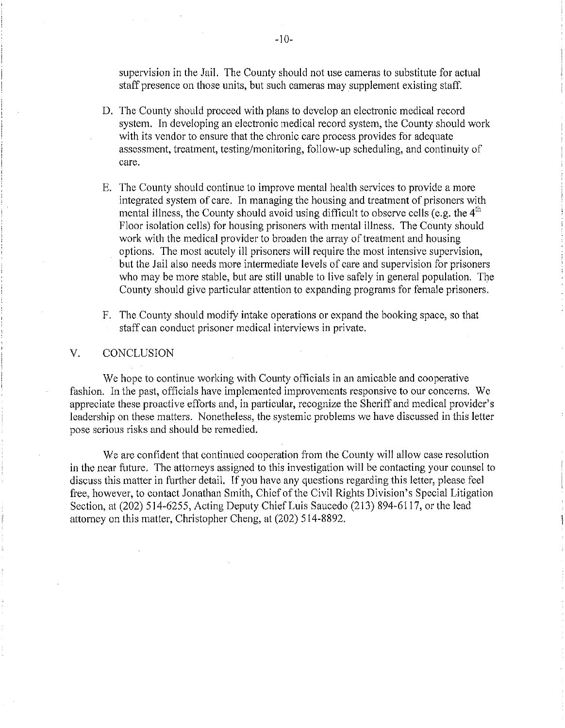supervision in the Jail. The County should not use cameras to substitute for actual staff presence on those units, but such cameras may supplement existing staff.

D. The County should proceed with plans to develop an electronic medical record system. In developing an electronic medical record system, the County should work with its vendor to ensure that the chronic care process provides for adequate assessment, treatment, testing/monitoring, follow-up scheduling, and continuity of care.

E. The County should continue to improve mental health services to provide a more integrated system of care. In managing the housing and treatment of prisoners with mental illness, the County should avoid using difficult to observe cells (e.g. the 4th Floor isolation cells) for housing prisoners with mental illness. The County should work with the medical provider to broaden the array of treatment and housing options. The most acutely ill prisoners will require the most intensive supervision, but the Jail also needs more intermediate levels of care and supervision for prisoners who may be more stable, but are still unable to live safely in general population. The County should give particular attention to expanding programs for female prisoners.

F. The County should modify intake operations or expand the booking space, so that staff can conduct prisoner medical interviews in private.

## V. CONCLUSION

We hope to continue working with County officials in an amicable and cooperative fashion. In the past, officials have implemented improvements responsive to our concerns. We appreciate these proactive efforts and, in particular, recognize the Sheriff and medical provider's leadership on these matters. Nonetheless, the systemic problems we have discussed in this letter pose serious risks and should be remedied.

We are confident that continued cooperation from the County will allow case resolution in the near future. The attorneys assigned to this investigation will be contacting your counsel to discuss this matter in further detail. If you have any questions regarding this letter, please feel free, however, to contact Jonathan Smith, Chief of the Civil Rights Division's Special Litigation Section, at (202) 514-6255, Acting Deputy Chief Luis Saucedo (213) 894-6117, or the lead attorney on this matter, Christopher Cheng, at (202) 514-8892.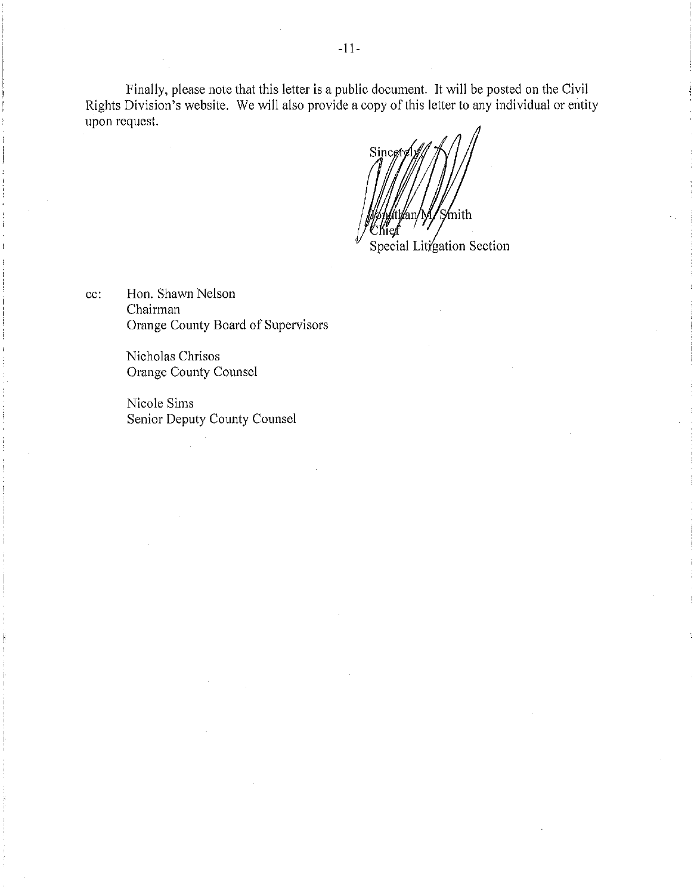Finally, please note that this letter is a public document. It will be posted on the Civil Rights Division's website. We will also provide a copy of this letter to any individual or entity upon request.

Sincerely,

Jonathan M. Smith
Chief
Special Litigation Section

cc: Hon. Shawn Nelson
Chairman
Orange County Board of Supervisors

Nicholas Chrisos
Orange County Counsel

Nicole Sims
Senior Deputy County Counsel